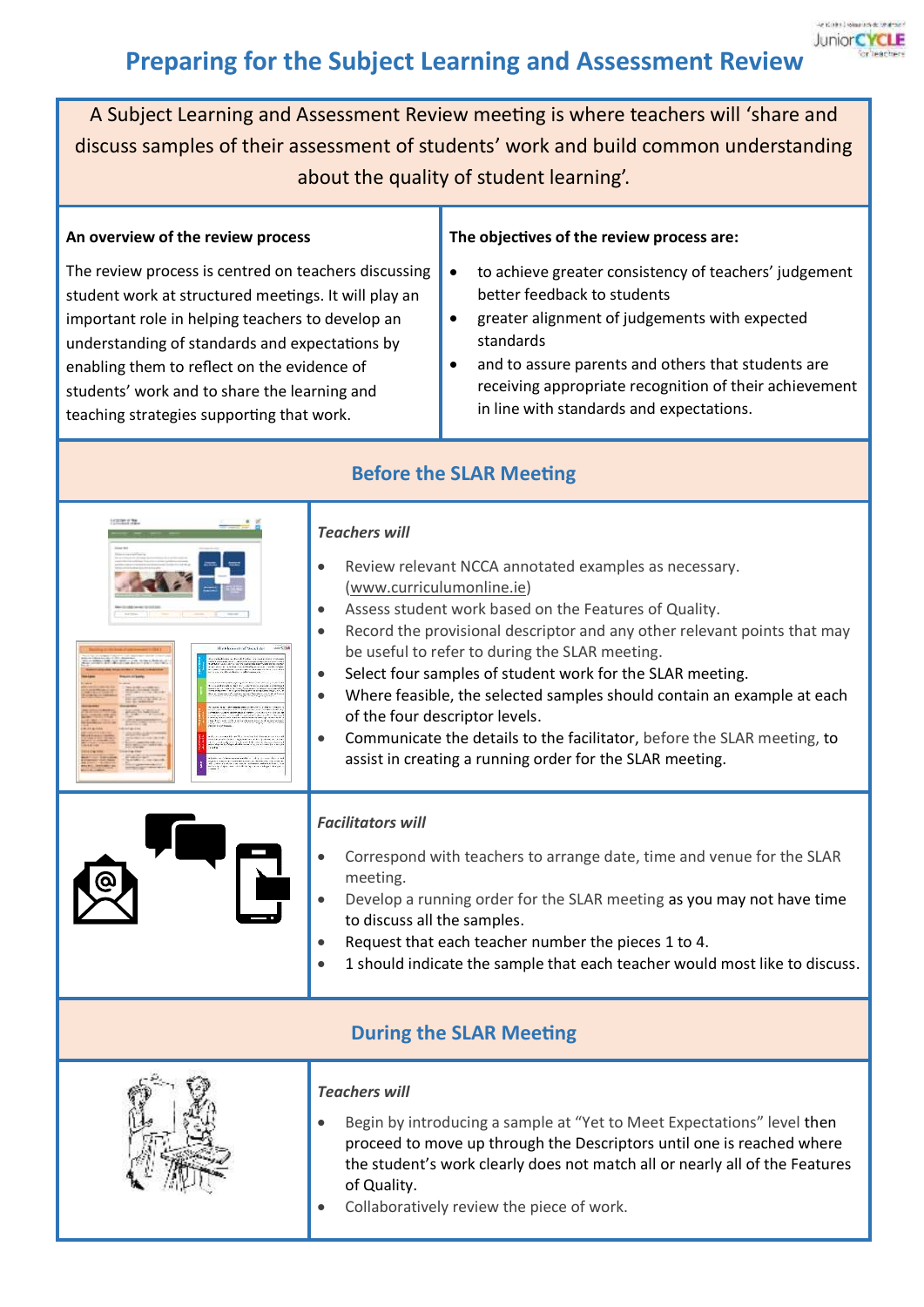# Preparing for the Subject Learning and Assessment Review

A Subject Learning and Assessment Review meeting is where teachers will 'share and discuss samples of their assessment of students' work and build common understanding about the quality of student learning'.

**An overview of the review process**

The review process is centred on teachers discussing student work at structured meetings. It will play an important role in helping teachers to develop an understanding of standards and expectations by enabling them to reflect on the evidence of students' work and to share the learning and teaching strategies supporting that work.

**The objectives of the review process are:**

- to achieve greater consistency of teachers' judgement better feedback to students
- greater alignment of judgements with expected standards
- and to assure parents and others that students are receiving appropriate recognition of their achievement in line with standards and expectations.

## Before the SLAR Meeting

***Teachers will***

- Review relevant NCCA annotated examples as necessary. (www.curriculumonline.ie)
- Assess student work based on the Features of Quality.
- Record the provisional descriptor and any other relevant points that may be useful to refer to during the SLAR meeting.
- Select four samples of student work for the SLAR meeting.
- Where feasible, the selected samples should contain an example at each of the four descriptor levels.
- Communicate the details to the facilitator, before the SLAR meeting, to assist in creating a running order for the SLAR meeting.

***Facilitators will***

- Correspond with teachers to arrange date, time and venue for the SLAR meeting.
- Develop a running order for the SLAR meeting as you may not have time to discuss all the samples.
- Request that each teacher number the pieces 1 to 4.
- 1 should indicate the sample that each teacher would most like to discuss.

## During the SLAR Meeting

***Teachers will***

- Begin by introducing a sample at "Yet to Meet Expectations" level then proceed to move up through the Descriptors until one is reached where the student's work clearly does not match all or nearly all of the Features of Quality.
- Collaboratively review the piece of work.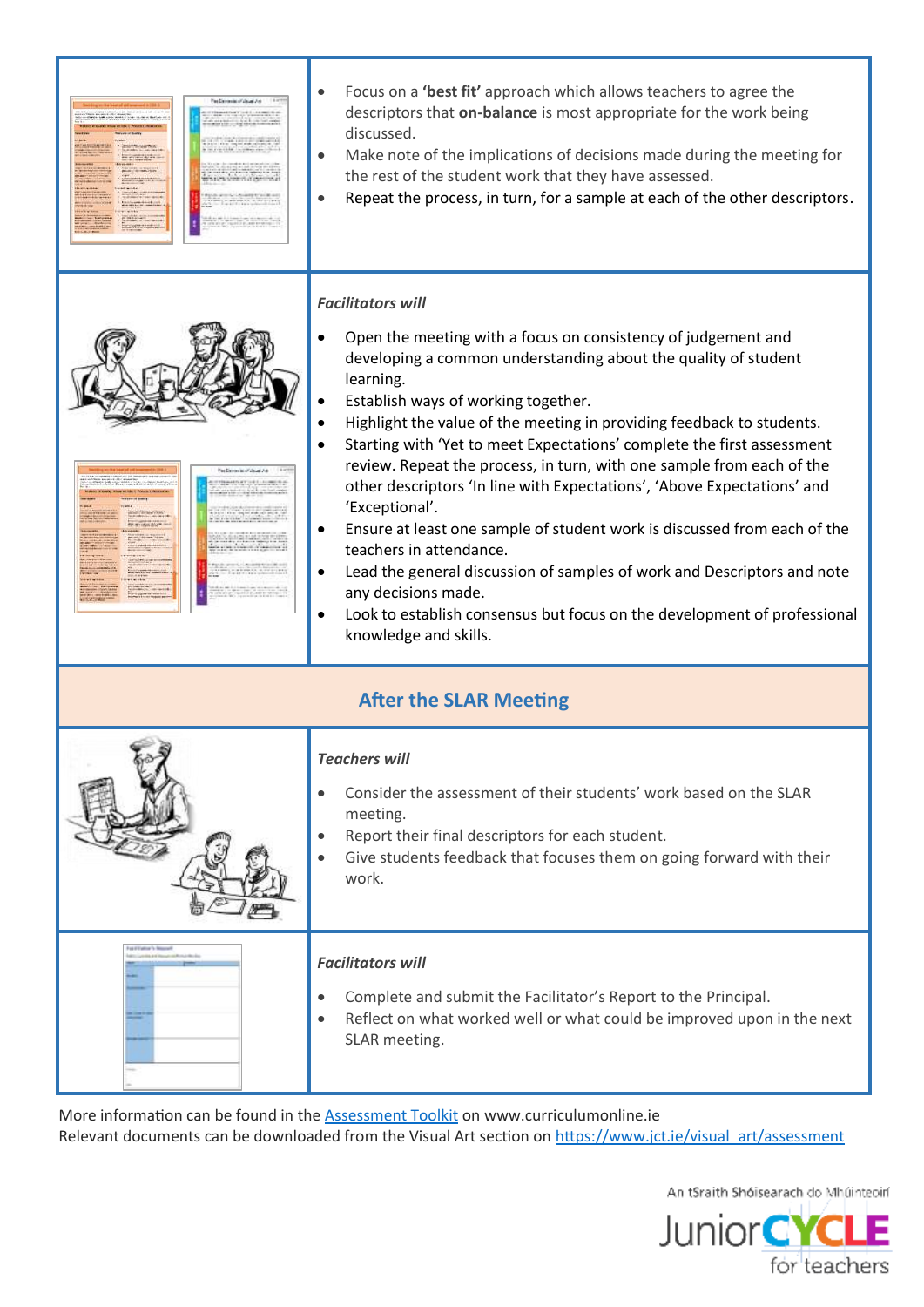- Focus on a **'best fit'** approach which allows teachers to agree the descriptors that **on-balance** is most appropriate for the work being discussed.
- Make note of the implications of decisions made during the meeting for the rest of the student work that they have assessed.
- Repeat the process, in turn, for a sample at each of the other descriptors.

***Facilitators will***

- Open the meeting with a focus on consistency of judgement and developing a common understanding about the quality of student learning.
- Establish ways of working together.
- Highlight the value of the meeting in providing feedback to students.
- Starting with 'Yet to meet Expectations' complete the first assessment review. Repeat the process, in turn, with one sample from each of the other descriptors 'In line with Expectations', 'Above Expectations' and 'Exceptional'.
- Ensure at least one sample of student work is discussed from each of the teachers in attendance.
- Lead the general discussion of samples of work and Descriptors and note any decisions made.
- Look to establish consensus but focus on the development of professional knowledge and skills.

## After the SLAR Meeting

***Teachers will***

- Consider the assessment of their students' work based on the SLAR meeting.
- Report their final descriptors for each student.
- Give students feedback that focuses them on going forward with their work.

***Facilitators will***

- Complete and submit the Facilitator's Report to the Principal.
- Reflect on what worked well or what could be improved upon in the next SLAR meeting.

More information can be found in the [Assessment Toolkit] on www.curriculumonline.ie
Relevant documents can be downloaded from the Visual Art section on [https://www.jct.ie/visual_art/assessment]

An tSraith Shóisearach do Mhúinteoirí
JuniorCYCLE for teachers